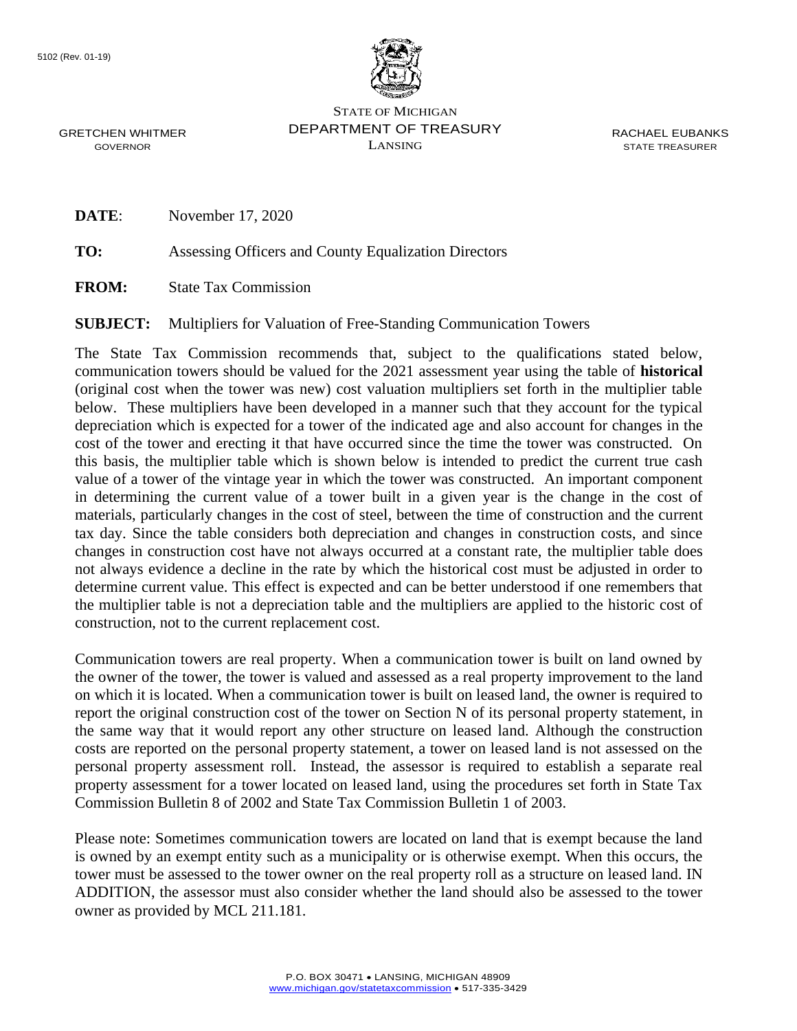5102 (Rev. 01-19)

STATE OF MICHIGAN
DEPARTMENT OF TREASURY
LANSING

GRETCHEN WHITMER
GOVERNOR

RACHAEL EUBANKS
STATE TREASURER

**DATE**: November 17, 2020

**TO:** Assessing Officers and County Equalization Directors

**FROM:** State Tax Commission

**SUBJECT:** Multipliers for Valuation of Free-Standing Communication Towers

The State Tax Commission recommends that, subject to the qualifications stated below, communication towers should be valued for the 2021 assessment year using the table of **historical** (original cost when the tower was new) cost valuation multipliers set forth in the multiplier table below. These multipliers have been developed in a manner such that they account for the typical depreciation which is expected for a tower of the indicated age and also account for changes in the cost of the tower and erecting it that have occurred since the time the tower was constructed. On this basis, the multiplier table which is shown below is intended to predict the current true cash value of a tower of the vintage year in which the tower was constructed. An important component in determining the current value of a tower built in a given year is the change in the cost of materials, particularly changes in the cost of steel, between the time of construction and the current tax day. Since the table considers both depreciation and changes in construction costs, and since changes in construction cost have not always occurred at a constant rate, the multiplier table does not always evidence a decline in the rate by which the historical cost must be adjusted in order to determine current value. This effect is expected and can be better understood if one remembers that the multiplier table is not a depreciation table and the multipliers are applied to the historic cost of construction, not to the current replacement cost.

Communication towers are real property. When a communication tower is built on land owned by the owner of the tower, the tower is valued and assessed as a real property improvement to the land on which it is located. When a communication tower is built on leased land, the owner is required to report the original construction cost of the tower on Section N of its personal property statement, in the same way that it would report any other structure on leased land. Although the construction costs are reported on the personal property statement, a tower on leased land is not assessed on the personal property assessment roll. Instead, the assessor is required to establish a separate real property assessment for a tower located on leased land, using the procedures set forth in State Tax Commission Bulletin 8 of 2002 and State Tax Commission Bulletin 1 of 2003.

Please note: Sometimes communication towers are located on land that is exempt because the land is owned by an exempt entity such as a municipality or is otherwise exempt. When this occurs, the tower must be assessed to the tower owner on the real property roll as a structure on leased land. IN ADDITION, the assessor must also consider whether the land should also be assessed to the tower owner as provided by MCL 211.181.

P.O. BOX 30471 • LANSING, MICHIGAN 48909
www.michigan.gov/statetaxcommission • 517-335-3429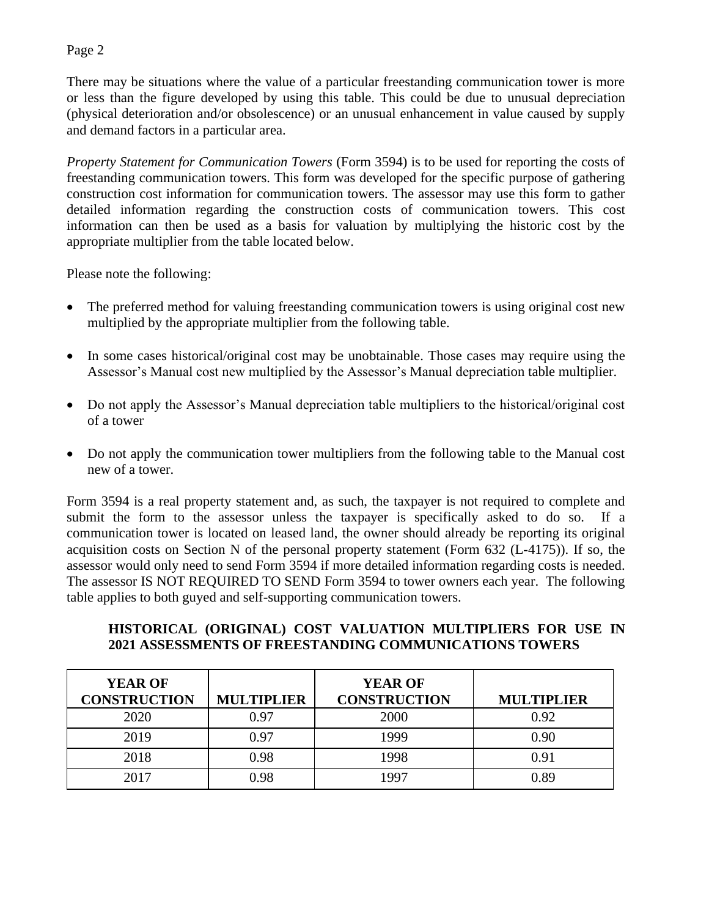There may be situations where the value of a particular freestanding communication tower is more or less than the figure developed by using this table. This could be due to unusual depreciation (physical deterioration and/or obsolescence) or an unusual enhancement in value caused by supply and demand factors in a particular area.

*Property Statement for Communication Towers* (Form 3594) is to be used for reporting the costs of freestanding communication towers. This form was developed for the specific purpose of gathering construction cost information for communication towers. The assessor may use this form to gather detailed information regarding the construction costs of communication towers. This cost information can then be used as a basis for valuation by multiplying the historic cost by the appropriate multiplier from the table located below.

Please note the following:

- The preferred method for valuing freestanding communication towers is using original cost new multiplied by the appropriate multiplier from the following table.
- In some cases historical/original cost may be unobtainable. Those cases may require using the Assessor's Manual cost new multiplied by the Assessor's Manual depreciation table multiplier.
- Do not apply the Assessor's Manual depreciation table multipliers to the historical/original cost of a tower
- Do not apply the communication tower multipliers from the following table to the Manual cost new of a tower.

Form 3594 is a real property statement and, as such, the taxpayer is not required to complete and submit the form to the assessor unless the taxpayer is specifically asked to do so. If a communication tower is located on leased land, the owner should already be reporting its original acquisition costs on Section N of the personal property statement (Form 632 (L-4175)). If so, the assessor would only need to send Form 3594 if more detailed information regarding costs is needed. The assessor IS NOT REQUIRED TO SEND Form 3594 to tower owners each year. The following table applies to both guyed and self-supporting communication towers.

**HISTORICAL (ORIGINAL) COST VALUATION MULTIPLIERS FOR USE IN 2021 ASSESSMENTS OF FREESTANDING COMMUNICATIONS TOWERS**

| YEAR OF CONSTRUCTION | MULTIPLIER | YEAR OF CONSTRUCTION | MULTIPLIER |
|---|---|---|---|
| 2020 | 0.97 | 2000 | 0.92 |
| 2019 | 0.97 | 1999 | 0.90 |
| 2018 | 0.98 | 1998 | 0.91 |
| 2017 | 0.98 | 1997 | 0.89 |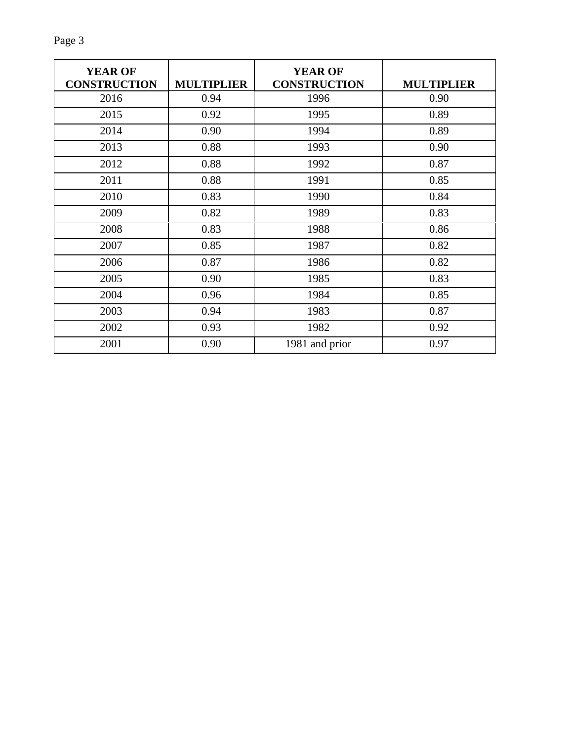| YEAR OF CONSTRUCTION | MULTIPLIER | YEAR OF CONSTRUCTION | MULTIPLIER |
|---|---|---|---|
| 2016 | 0.94 | 1996 | 0.90 |
| 2015 | 0.92 | 1995 | 0.89 |
| 2014 | 0.90 | 1994 | 0.89 |
| 2013 | 0.88 | 1993 | 0.90 |
| 2012 | 0.88 | 1992 | 0.87 |
| 2011 | 0.88 | 1991 | 0.85 |
| 2010 | 0.83 | 1990 | 0.84 |
| 2009 | 0.82 | 1989 | 0.83 |
| 2008 | 0.83 | 1988 | 0.86 |
| 2007 | 0.85 | 1987 | 0.82 |
| 2006 | 0.87 | 1986 | 0.82 |
| 2005 | 0.90 | 1985 | 0.83 |
| 2004 | 0.96 | 1984 | 0.85 |
| 2003 | 0.94 | 1983 | 0.87 |
| 2002 | 0.93 | 1982 | 0.92 |
| 2001 | 0.90 | 1981 and prior | 0.97 |